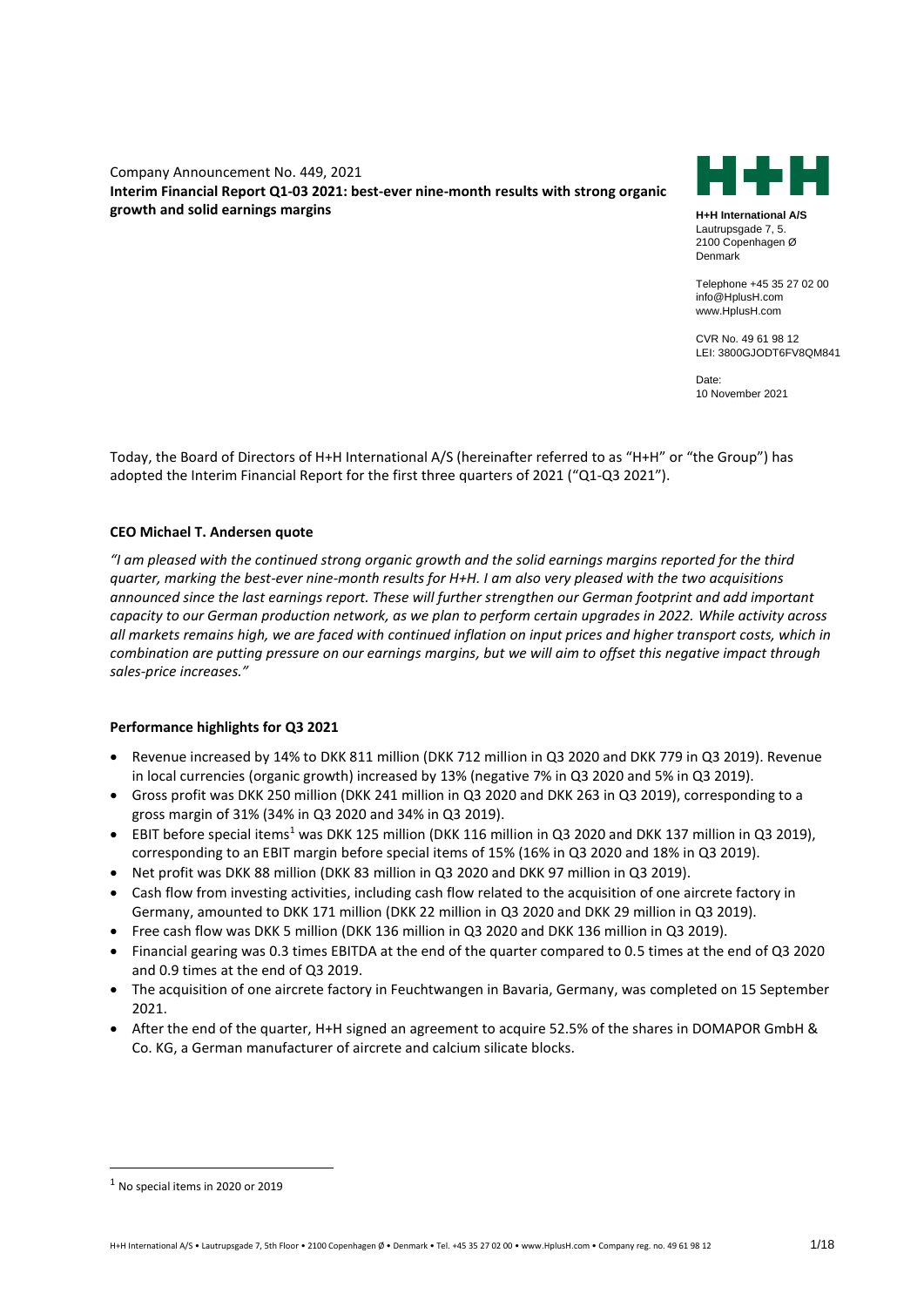Company Announcement No. 449, 2021

**Interim Financial Report Q1-03 2021: best-ever nine-month results with strong organic growth and solid earnings margins**

**H+H International A/S**
Lautrupsgade 7, 5.
2100 Copenhagen Ø
Denmark

Telephone +45 35 27 02 00
info@HplusH.com
www.HplusH.com

CVR No. 49 61 98 12
LEI: 3800GJODT6FV8QM841

Date:
10 November 2021

Today, the Board of Directors of H+H International A/S (hereinafter referred to as "H+H" or "the Group") has adopted the Interim Financial Report for the first three quarters of 2021 ("Q1-Q3 2021").

**CEO Michael T. Andersen quote**

*"I am pleased with the continued strong organic growth and the solid earnings margins reported for the third quarter, marking the best-ever nine-month results for H+H. I am also very pleased with the two acquisitions announced since the last earnings report. These will further strengthen our German footprint and add important capacity to our German production network, as we plan to perform certain upgrades in 2022. While activity across all markets remains high, we are faced with continued inflation on input prices and higher transport costs, which in combination are putting pressure on our earnings margins, but we will aim to offset this negative impact through sales-price increases."*

**Performance highlights for Q3 2021**

- Revenue increased by 14% to DKK 811 million (DKK 712 million in Q3 2020 and DKK 779 in Q3 2019). Revenue in local currencies (organic growth) increased by 13% (negative 7% in Q3 2020 and 5% in Q3 2019).
- Gross profit was DKK 250 million (DKK 241 million in Q3 2020 and DKK 263 in Q3 2019), corresponding to a gross margin of 31% (34% in Q3 2020 and 34% in Q3 2019).
- EBIT before special items[1] was DKK 125 million (DKK 116 million in Q3 2020 and DKK 137 million in Q3 2019), corresponding to an EBIT margin before special items of 15% (16% in Q3 2020 and 18% in Q3 2019).
- Net profit was DKK 88 million (DKK 83 million in Q3 2020 and DKK 97 million in Q3 2019).
- Cash flow from investing activities, including cash flow related to the acquisition of one aircrete factory in Germany, amounted to DKK 171 million (DKK 22 million in Q3 2020 and DKK 29 million in Q3 2019).
- Free cash flow was DKK 5 million (DKK 136 million in Q3 2020 and DKK 136 million in Q3 2019).
- Financial gearing was 0.3 times EBITDA at the end of the quarter compared to 0.5 times at the end of Q3 2020 and 0.9 times at the end of Q3 2019.
- The acquisition of one aircrete factory in Feuchtwangen in Bavaria, Germany, was completed on 15 September 2021.
- After the end of the quarter, H+H signed an agreement to acquire 52.5% of the shares in DOMAPOR GmbH & Co. KG, a German manufacturer of aircrete and calcium silicate blocks.

[1] No special items in 2020 or 2019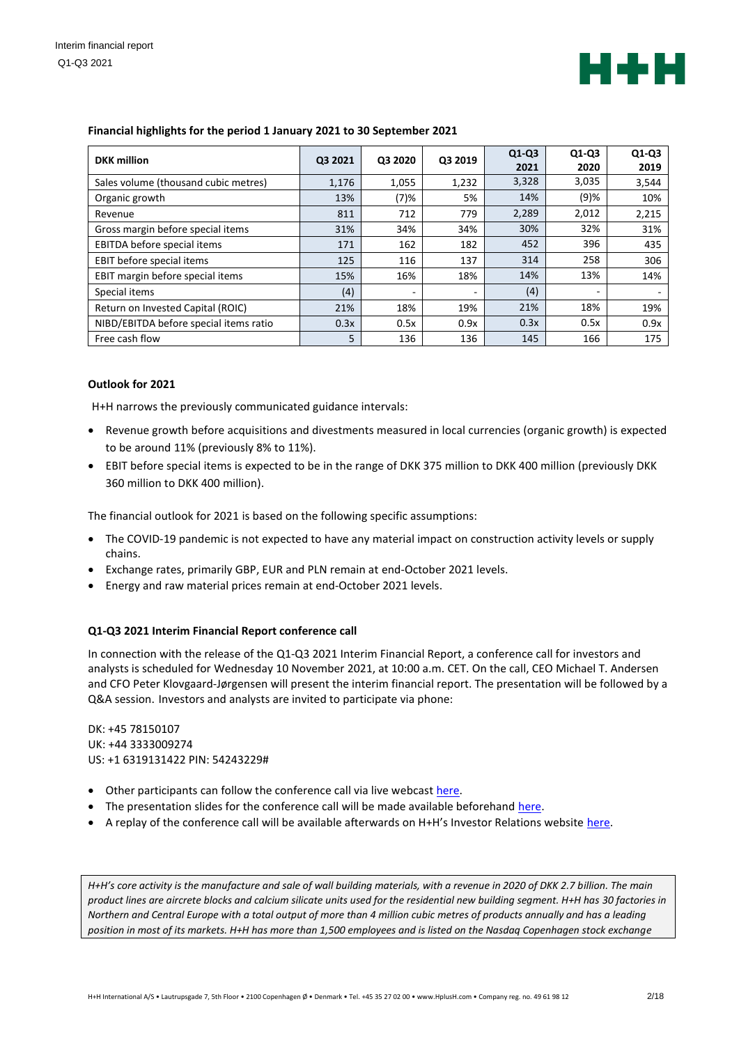**Financial highlights for the period 1 January 2021 to 30 September 2021**

| DKK million | Q3 2021 | Q3 2020 | Q3 2019 | Q1-Q3 2021 | Q1-Q3 2020 | Q1-Q3 2019 |
|---|---|---|---|---|---|---|
| Sales volume (thousand cubic metres) | 1,176 | 1,055 | 1,232 | 3,328 | 3,035 | 3,544 |
| Organic growth | 13% | (7)% | 5% | 14% | (9)% | 10% |
| Revenue | 811 | 712 | 779 | 2,289 | 2,012 | 2,215 |
| Gross margin before special items | 31% | 34% | 34% | 30% | 32% | 31% |
| EBITDA before special items | 171 | 162 | 182 | 452 | 396 | 435 |
| EBIT before special items | 125 | 116 | 137 | 314 | 258 | 306 |
| EBIT margin before special items | 15% | 16% | 18% | 14% | 13% | 14% |
| Special items | (4) | - | - | (4) | - | - |
| Return on Invested Capital (ROIC) | 21% | 18% | 19% | 21% | 18% | 19% |
| NIBD/EBITDA before special items ratio | 0.3x | 0.5x | 0.9x | 0.3x | 0.5x | 0.9x |
| Free cash flow | 5 | 136 | 136 | 145 | 166 | 175 |

**Outlook for 2021**

H+H narrows the previously communicated guidance intervals:

- Revenue growth before acquisitions and divestments measured in local currencies (organic growth) is expected to be around 11% (previously 8% to 11%).
- EBIT before special items is expected to be in the range of DKK 375 million to DKK 400 million (previously DKK 360 million to DKK 400 million).

The financial outlook for 2021 is based on the following specific assumptions:

- The COVID-19 pandemic is not expected to have any material impact on construction activity levels or supply chains.
- Exchange rates, primarily GBP, EUR and PLN remain at end-October 2021 levels.
- Energy and raw material prices remain at end-October 2021 levels.

**Q1-Q3 2021 Interim Financial Report conference call**

In connection with the release of the Q1-Q3 2021 Interim Financial Report, a conference call for investors and analysts is scheduled for Wednesday 10 November 2021, at 10:00 a.m. CET. On the call, CEO Michael T. Andersen and CFO Peter Klovgaard-Jørgensen will present the interim financial report. The presentation will be followed by a Q&A session. Investors and analysts are invited to participate via phone:

DK: +45 78150107
UK: +44 3333009274
US: +1 6319131422 PIN: 54243229#

- Other participants can follow the conference call via live webcast here.
- The presentation slides for the conference call will be made available beforehand here.
- A replay of the conference call will be available afterwards on H+H's Investor Relations website here.

*H+H's core activity is the manufacture and sale of wall building materials, with a revenue in 2020 of DKK 2.7 billion. The main product lines are aircrete blocks and calcium silicate units used for the residential new building segment. H+H has 30 factories in Northern and Central Europe with a total output of more than 4 million cubic metres of products annually and has a leading position in most of its markets. H+H has more than 1,500 employees and is listed on the Nasdaq Copenhagen stock exchange*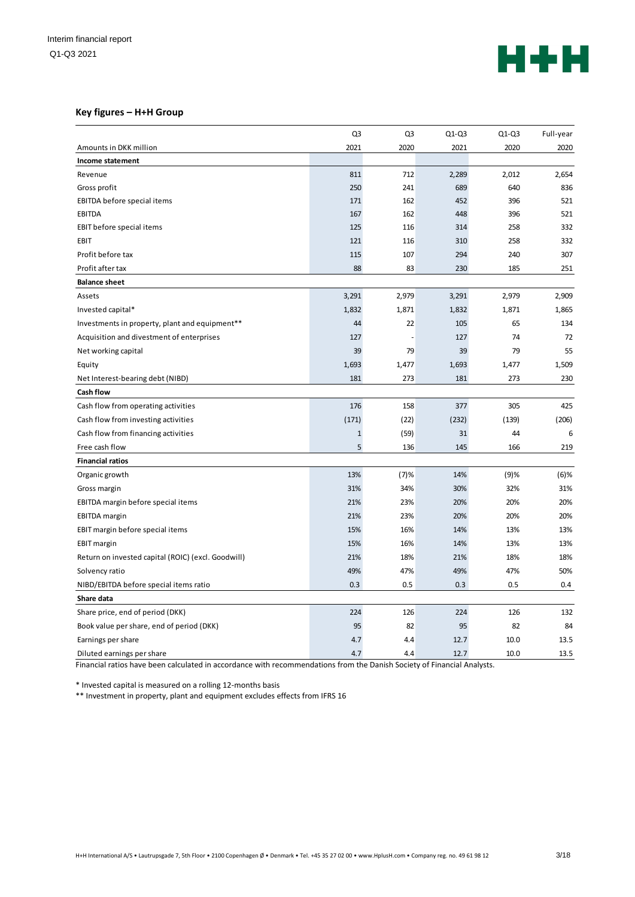## Key figures – H+H Group

| Amounts in DKK million | Q3 2021 | Q3 2020 | Q1-Q3 2021 | Q1-Q3 2020 | Full-year 2020 |
|---|---|---|---|---|---|
| **Income statement** | | | | | |
| Revenue | 811 | 712 | 2,289 | 2,012 | 2,654 |
| Gross profit | 250 | 241 | 689 | 640 | 836 |
| EBITDA before special items | 171 | 162 | 452 | 396 | 521 |
| EBITDA | 167 | 162 | 448 | 396 | 521 |
| EBIT before special items | 125 | 116 | 314 | 258 | 332 |
| EBIT | 121 | 116 | 310 | 258 | 332 |
| Profit before tax | 115 | 107 | 294 | 240 | 307 |
| Profit after tax | 88 | 83 | 230 | 185 | 251 |
| **Balance sheet** | | | | | |
| Assets | 3,291 | 2,979 | 3,291 | 2,979 | 2,909 |
| Invested capital* | 1,832 | 1,871 | 1,832 | 1,871 | 1,865 |
| Investments in property, plant and equipment** | 44 | 22 | 105 | 65 | 134 |
| Acquisition and divestment of enterprises | 127 | - | 127 | 74 | 72 |
| Net working capital | 39 | 79 | 39 | 79 | 55 |
| Equity | 1,693 | 1,477 | 1,693 | 1,477 | 1,509 |
| Net Interest-bearing debt (NIBD) | 181 | 273 | 181 | 273 | 230 |
| **Cash flow** | | | | | |
| Cash flow from operating activities | 176 | 158 | 377 | 305 | 425 |
| Cash flow from investing activities | (171) | (22) | (232) | (139) | (206) |
| Cash flow from financing activities | 1 | (59) | 31 | 44 | 6 |
| Free cash flow | 5 | 136 | 145 | 166 | 219 |
| **Financial ratios** | | | | | |
| Organic growth | 13% | (7)% | 14% | (9)% | (6)% |
| Gross margin | 31% | 34% | 30% | 32% | 31% |
| EBITDA margin before special items | 21% | 23% | 20% | 20% | 20% |
| EBITDA margin | 21% | 23% | 20% | 20% | 20% |
| EBIT margin before special items | 15% | 16% | 14% | 13% | 13% |
| EBIT margin | 15% | 16% | 14% | 13% | 13% |
| Return on invested capital (ROIC) (excl. Goodwill) | 21% | 18% | 21% | 18% | 18% |
| Solvency ratio | 49% | 47% | 49% | 47% | 50% |
| NIBD/EBITDA before special items ratio | 0.3 | 0.5 | 0.3 | 0.5 | 0.4 |
| **Share data** | | | | | |
| Share price, end of period (DKK) | 224 | 126 | 224 | 126 | 132 |
| Book value per share, end of period (DKK) | 95 | 82 | 95 | 82 | 84 |
| Earnings per share | 4.7 | 4.4 | 12.7 | 10.0 | 13.5 |
| Diluted earnings per share | 4.7 | 4.4 | 12.7 | 10.0 | 13.5 |

Financial ratios have been calculated in accordance with recommendations from the Danish Society of Financial Analysts.

* Invested capital is measured on a rolling 12-months basis

** Investment in property, plant and equipment excludes effects from IFRS 16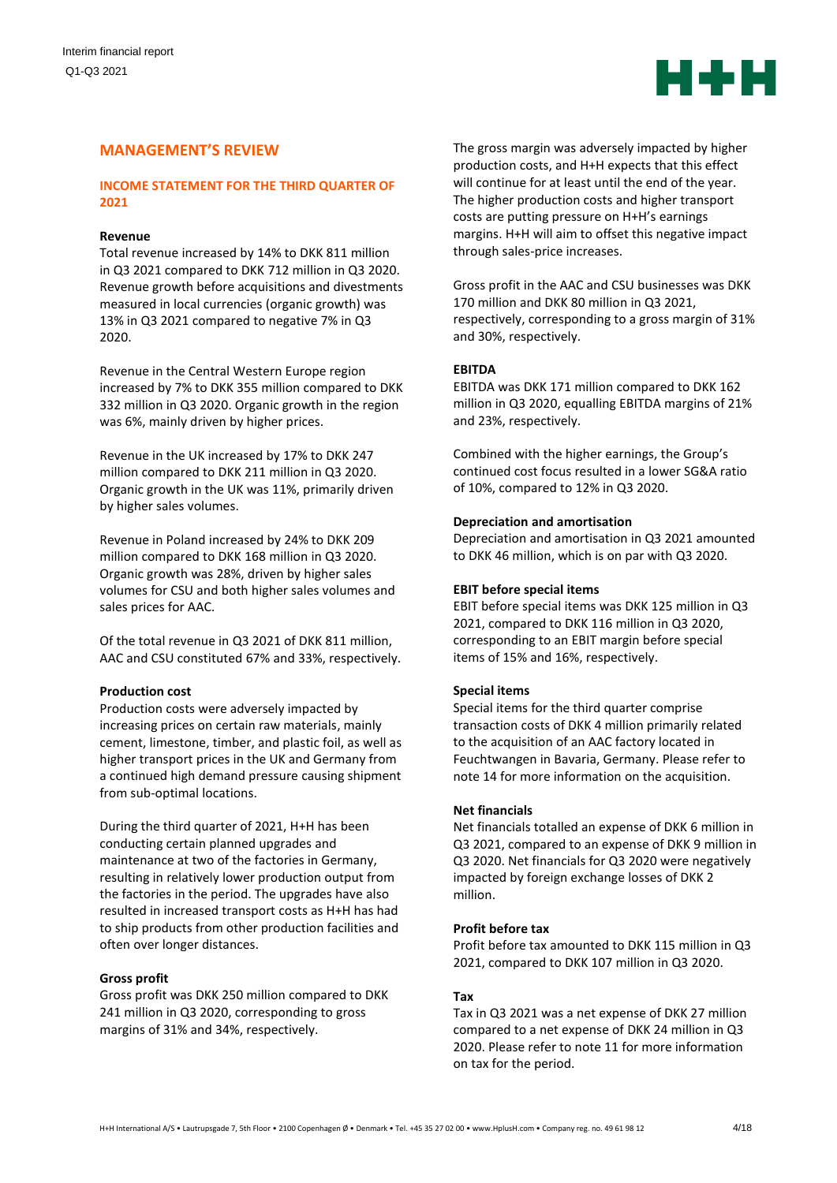## MANAGEMENT'S REVIEW

### INCOME STATEMENT FOR THE THIRD QUARTER OF 2021

**Revenue**

Total revenue increased by 14% to DKK 811 million in Q3 2021 compared to DKK 712 million in Q3 2020. Revenue growth before acquisitions and divestments measured in local currencies (organic growth) was 13% in Q3 2021 compared to negative 7% in Q3 2020.

Revenue in the Central Western Europe region increased by 7% to DKK 355 million compared to DKK 332 million in Q3 2020. Organic growth in the region was 6%, mainly driven by higher prices.

Revenue in the UK increased by 17% to DKK 247 million compared to DKK 211 million in Q3 2020. Organic growth in the UK was 11%, primarily driven by higher sales volumes.

Revenue in Poland increased by 24% to DKK 209 million compared to DKK 168 million in Q3 2020. Organic growth was 28%, driven by higher sales volumes for CSU and both higher sales volumes and sales prices for AAC.

Of the total revenue in Q3 2021 of DKK 811 million, AAC and CSU constituted 67% and 33%, respectively.

**Production cost**

Production costs were adversely impacted by increasing prices on certain raw materials, mainly cement, limestone, timber, and plastic foil, as well as higher transport prices in the UK and Germany from a continued high demand pressure causing shipment from sub-optimal locations.

During the third quarter of 2021, H+H has been conducting certain planned upgrades and maintenance at two of the factories in Germany, resulting in relatively lower production output from the factories in the period. The upgrades have also resulted in increased transport costs as H+H has had to ship products from other production facilities and often over longer distances.

**Gross profit**

Gross profit was DKK 250 million compared to DKK 241 million in Q3 2020, corresponding to gross margins of 31% and 34%, respectively.

The gross margin was adversely impacted by higher production costs, and H+H expects that this effect will continue for at least until the end of the year. The higher production costs and higher transport costs are putting pressure on H+H's earnings margins. H+H will aim to offset this negative impact through sales-price increases.

Gross profit in the AAC and CSU businesses was DKK 170 million and DKK 80 million in Q3 2021, respectively, corresponding to a gross margin of 31% and 30%, respectively.

**EBITDA**

EBITDA was DKK 171 million compared to DKK 162 million in Q3 2020, equalling EBITDA margins of 21% and 23%, respectively.

Combined with the higher earnings, the Group's continued cost focus resulted in a lower SG&A ratio of 10%, compared to 12% in Q3 2020.

**Depreciation and amortisation**

Depreciation and amortisation in Q3 2021 amounted to DKK 46 million, which is on par with Q3 2020.

**EBIT before special items**

EBIT before special items was DKK 125 million in Q3 2021, compared to DKK 116 million in Q3 2020, corresponding to an EBIT margin before special items of 15% and 16%, respectively.

**Special items**

Special items for the third quarter comprise transaction costs of DKK 4 million primarily related to the acquisition of an AAC factory located in Feuchtwangen in Bavaria, Germany. Please refer to note 14 for more information on the acquisition.

**Net financials**

Net financials totalled an expense of DKK 6 million in Q3 2021, compared to an expense of DKK 9 million in Q3 2020. Net financials for Q3 2020 were negatively impacted by foreign exchange losses of DKK 2 million.

**Profit before tax**

Profit before tax amounted to DKK 115 million in Q3 2021, compared to DKK 107 million in Q3 2020.

**Tax**

Tax in Q3 2021 was a net expense of DKK 27 million compared to a net expense of DKK 24 million in Q3 2020. Please refer to note 11 for more information on tax for the period.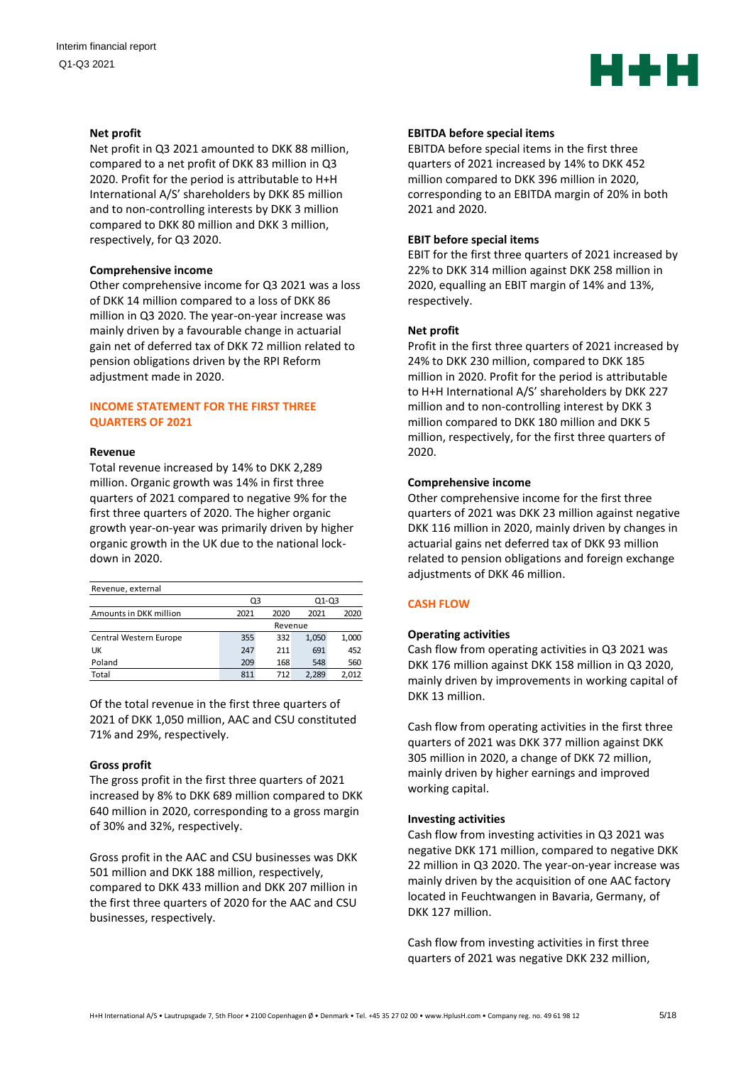#### Net profit

Net profit in Q3 2021 amounted to DKK 88 million, compared to a net profit of DKK 83 million in Q3 2020. Profit for the period is attributable to H+H International A/S' shareholders by DKK 85 million and to non-controlling interests by DKK 3 million compared to DKK 80 million and DKK 3 million, respectively, for Q3 2020.

#### Comprehensive income

Other comprehensive income for Q3 2021 was a loss of DKK 14 million compared to a loss of DKK 86 million in Q3 2020. The year-on-year increase was mainly driven by a favourable change in actuarial gain net of deferred tax of DKK 72 million related to pension obligations driven by the RPI Reform adjustment made in 2020.

## INCOME STATEMENT FOR THE FIRST THREE QUARTERS OF 2021

#### Revenue

Total revenue increased by 14% to DKK 2,289 million. Organic growth was 14% in first three quarters of 2021 compared to negative 9% for the first three quarters of 2020. The higher organic growth year-on-year was primarily driven by higher organic growth in the UK due to the national lock-down in 2020.

| Revenue, external | | | | |
|---|---|---|---|---|
| | Q3 | | Q1-Q3 | |
| Amounts in DKK million | 2021 | 2020 | 2021 | 2020 |
| | Revenue | | | |
| Central Western Europe | 355 | 332 | 1,050 | 1,000 |
| UK | 247 | 211 | 691 | 452 |
| Poland | 209 | 168 | 548 | 560 |
| Total | 811 | 712 | 2,289 | 2,012 |

Of the total revenue in the first three quarters of 2021 of DKK 1,050 million, AAC and CSU constituted 71% and 29%, respectively.

#### Gross profit

The gross profit in the first three quarters of 2021 increased by 8% to DKK 689 million compared to DKK 640 million in 2020, corresponding to a gross margin of 30% and 32%, respectively.

Gross profit in the AAC and CSU businesses was DKK 501 million and DKK 188 million, respectively, compared to DKK 433 million and DKK 207 million in the first three quarters of 2020 for the AAC and CSU businesses, respectively.

#### EBITDA before special items

EBITDA before special items in the first three quarters of 2021 increased by 14% to DKK 452 million compared to DKK 396 million in 2020, corresponding to an EBITDA margin of 20% in both 2021 and 2020.

#### EBIT before special items

EBIT for the first three quarters of 2021 increased by 22% to DKK 314 million against DKK 258 million in 2020, equalling an EBIT margin of 14% and 13%, respectively.

#### Net profit

Profit in the first three quarters of 2021 increased by 24% to DKK 230 million, compared to DKK 185 million in 2020. Profit for the period is attributable to H+H International A/S' shareholders by DKK 227 million and to non-controlling interest by DKK 3 million compared to DKK 180 million and DKK 5 million, respectively, for the first three quarters of 2020.

#### Comprehensive income

Other comprehensive income for the first three quarters of 2021 was DKK 23 million against negative DKK 116 million in 2020, mainly driven by changes in actuarial gains net deferred tax of DKK 93 million related to pension obligations and foreign exchange adjustments of DKK 46 million.

## CASH FLOW

#### Operating activities

Cash flow from operating activities in Q3 2021 was DKK 176 million against DKK 158 million in Q3 2020, mainly driven by improvements in working capital of DKK 13 million.

Cash flow from operating activities in the first three quarters of 2021 was DKK 377 million against DKK 305 million in 2020, a change of DKK 72 million, mainly driven by higher earnings and improved working capital.

#### Investing activities

Cash flow from investing activities in Q3 2021 was negative DKK 171 million, compared to negative DKK 22 million in Q3 2020. The year-on-year increase was mainly driven by the acquisition of one AAC factory located in Feuchtwangen in Bavaria, Germany, of DKK 127 million.

Cash flow from investing activities in first three quarters of 2021 was negative DKK 232 million,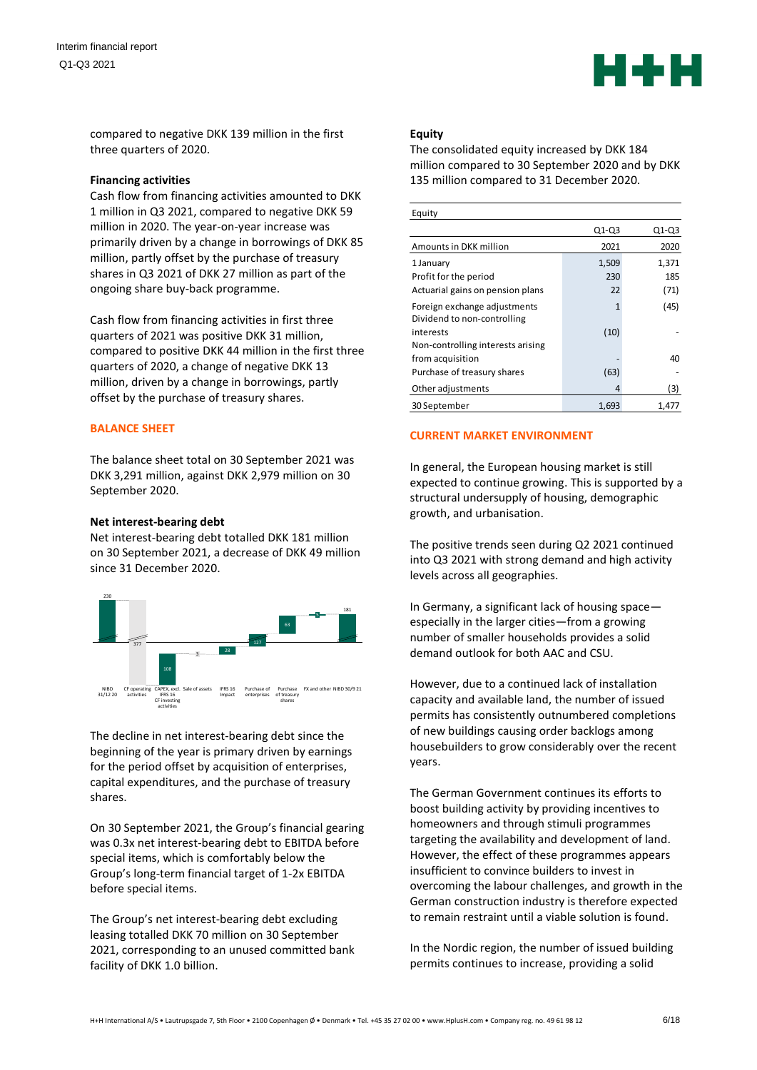compared to negative DKK 139 million in the first three quarters of 2020.

**Financing activities**

Cash flow from financing activities amounted to DKK 1 million in Q3 2021, compared to negative DKK 59 million in 2020. The year-on-year increase was primarily driven by a change in borrowings of DKK 85 million, partly offset by the purchase of treasury shares in Q3 2021 of DKK 27 million as part of the ongoing share buy-back programme.

Cash flow from financing activities in first three quarters of 2021 was positive DKK 31 million, compared to positive DKK 44 million in the first three quarters of 2020, a change of negative DKK 13 million, driven by a change in borrowings, partly offset by the purchase of treasury shares.

## BALANCE SHEET

The balance sheet total on 30 September 2021 was DKK 3,291 million, against DKK 2,979 million on 30 September 2020.

**Net interest-bearing debt**

Net interest-bearing debt totalled DKK 181 million on 30 September 2021, a decrease of DKK 49 million since 31 December 2020.

| NIBD 31/12 20 | CF operating activities | CAPEX, excl. IFRS 16 CF investing activities | Sale of assets | IFRS 16 Impact | Purchase of enterprises | Purchase of treasury shares | FX and other | NIBD 30/9 21 |
|---|---|---|---|---|---|---|---|---|
| 230 | 377 | 108 | 3 | 28 | 127 | 63 | 5 | 181 |

The decline in net interest-bearing debt since the beginning of the year is primary driven by earnings for the period offset by acquisition of enterprises, capital expenditures, and the purchase of treasury shares.

On 30 September 2021, the Group's financial gearing was 0.3x net interest-bearing debt to EBITDA before special items, which is comfortably below the Group's long-term financial target of 1-2x EBITDA before special items.

The Group's net interest-bearing debt excluding leasing totalled DKK 70 million on 30 September 2021, corresponding to an unused committed bank facility of DKK 1.0 billion.

**Equity**

The consolidated equity increased by DKK 184 million compared to 30 September 2020 and by DKK 135 million compared to 31 December 2020.

| Equity | Q1-Q3 | Q1-Q3 |
|---|---|---|
| Amounts in DKK million | 2021 | 2020 |
| 1 January | 1,509 | 1,371 |
| Profit for the period | 230 | 185 |
| Actuarial gains on pension plans | 22 | (71) |
| Foreign exchange adjustments | 1 | (45) |
| Dividend to non-controlling interests | (10) | - |
| Non-controlling interests arising from acquisition | - | 40 |
| Purchase of treasury shares | (63) | - |
| Other adjustments | 4 | (3) |
| 30 September | 1,693 | 1,477 |

## CURRENT MARKET ENVIRONMENT

In general, the European housing market is still expected to continue growing. This is supported by a structural undersupply of housing, demographic growth, and urbanisation.

The positive trends seen during Q2 2021 continued into Q3 2021 with strong demand and high activity levels across all geographies.

In Germany, a significant lack of housing space—especially in the larger cities—from a growing number of smaller households provides a solid demand outlook for both AAC and CSU.

However, due to a continued lack of installation capacity and available land, the number of issued permits has consistently outnumbered completions of new buildings causing order backlogs among housebuilders to grow considerably over the recent years.

The German Government continues its efforts to boost building activity by providing incentives to homeowners and through stimuli programmes targeting the availability and development of land. However, the effect of these programmes appears insufficient to convince builders to invest in overcoming the labour challenges, and growth in the German construction industry is therefore expected to remain restraint until a viable solution is found.

In the Nordic region, the number of issued building permits continues to increase, providing a solid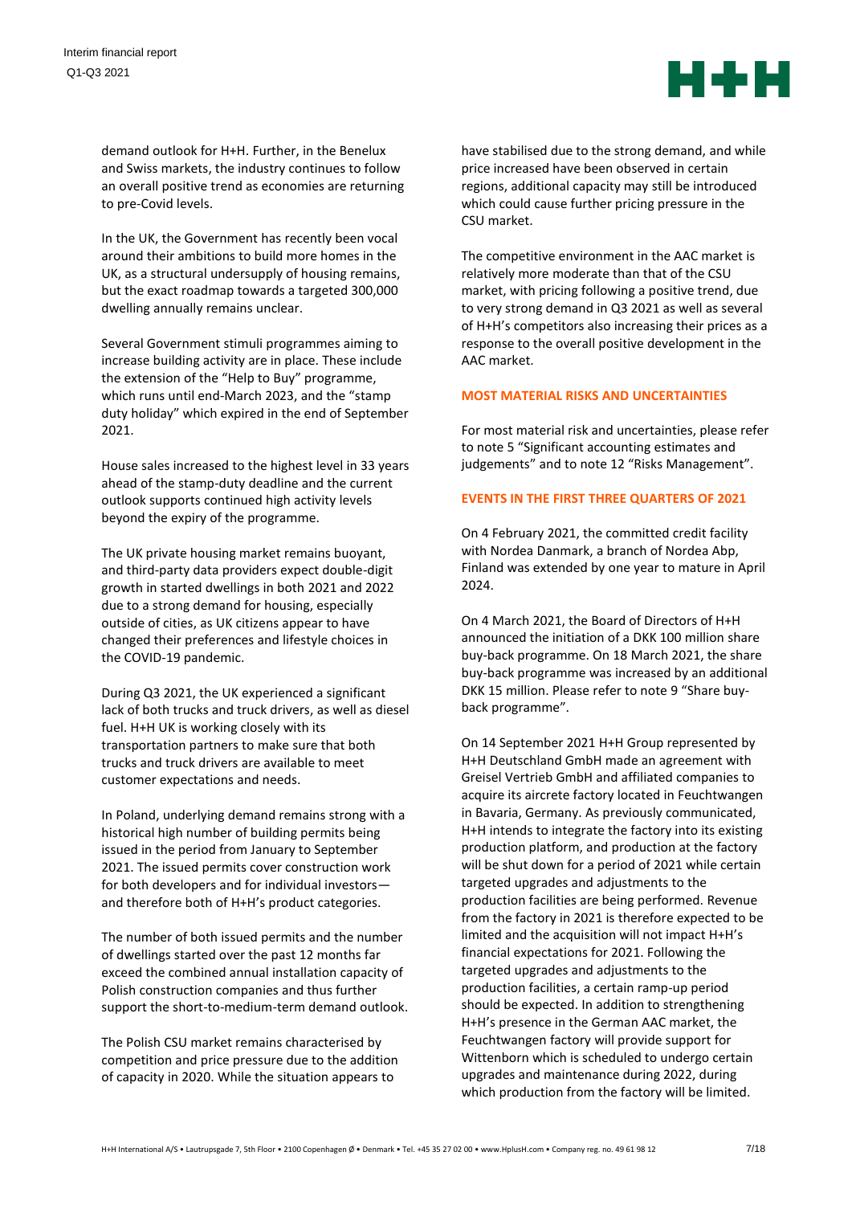demand outlook for H+H. Further, in the Benelux and Swiss markets, the industry continues to follow an overall positive trend as economies are returning to pre-Covid levels.

In the UK, the Government has recently been vocal around their ambitions to build more homes in the UK, as a structural undersupply of housing remains, but the exact roadmap towards a targeted 300,000 dwelling annually remains unclear.

Several Government stimuli programmes aiming to increase building activity are in place. These include the extension of the "Help to Buy" programme, which runs until end-March 2023, and the "stamp duty holiday" which expired in the end of September 2021.

House sales increased to the highest level in 33 years ahead of the stamp-duty deadline and the current outlook supports continued high activity levels beyond the expiry of the programme.

The UK private housing market remains buoyant, and third-party data providers expect double-digit growth in started dwellings in both 2021 and 2022 due to a strong demand for housing, especially outside of cities, as UK citizens appear to have changed their preferences and lifestyle choices in the COVID-19 pandemic.

During Q3 2021, the UK experienced a significant lack of both trucks and truck drivers, as well as diesel fuel. H+H UK is working closely with its transportation partners to make sure that both trucks and truck drivers are available to meet customer expectations and needs.

In Poland, underlying demand remains strong with a historical high number of building permits being issued in the period from January to September 2021. The issued permits cover construction work for both developers and for individual investors—and therefore both of H+H's product categories.

The number of both issued permits and the number of dwellings started over the past 12 months far exceed the combined annual installation capacity of Polish construction companies and thus further support the short-to-medium-term demand outlook.

The Polish CSU market remains characterised by competition and price pressure due to the addition of capacity in 2020. While the situation appears to have stabilised due to the strong demand, and while price increased have been observed in certain regions, additional capacity may still be introduced which could cause further pricing pressure in the CSU market.

The competitive environment in the AAC market is relatively more moderate than that of the CSU market, with pricing following a positive trend, due to very strong demand in Q3 2021 as well as several of H+H's competitors also increasing their prices as a response to the overall positive development in the AAC market.

## MOST MATERIAL RISKS AND UNCERTAINTIES

For most material risk and uncertainties, please refer to note 5 "Significant accounting estimates and judgements" and to note 12 "Risks Management".

## EVENTS IN THE FIRST THREE QUARTERS OF 2021

On 4 February 2021, the committed credit facility with Nordea Danmark, a branch of Nordea Abp, Finland was extended by one year to mature in April 2024.

On 4 March 2021, the Board of Directors of H+H announced the initiation of a DKK 100 million share buy-back programme. On 18 March 2021, the share buy-back programme was increased by an additional DKK 15 million. Please refer to note 9 "Share buy-back programme".

On 14 September 2021 H+H Group represented by H+H Deutschland GmbH made an agreement with Greisel Vertrieb GmbH and affiliated companies to acquire its aircrete factory located in Feuchtwangen in Bavaria, Germany. As previously communicated, H+H intends to integrate the factory into its existing production platform, and production at the factory will be shut down for a period of 2021 while certain targeted upgrades and adjustments to the production facilities are being performed. Revenue from the factory in 2021 is therefore expected to be limited and the acquisition will not impact H+H's financial expectations for 2021. Following the targeted upgrades and adjustments to the production facilities, a certain ramp-up period should be expected. In addition to strengthening H+H's presence in the German AAC market, the Feuchtwangen factory will provide support for Wittenborn which is scheduled to undergo certain upgrades and maintenance during 2022, during which production from the factory will be limited.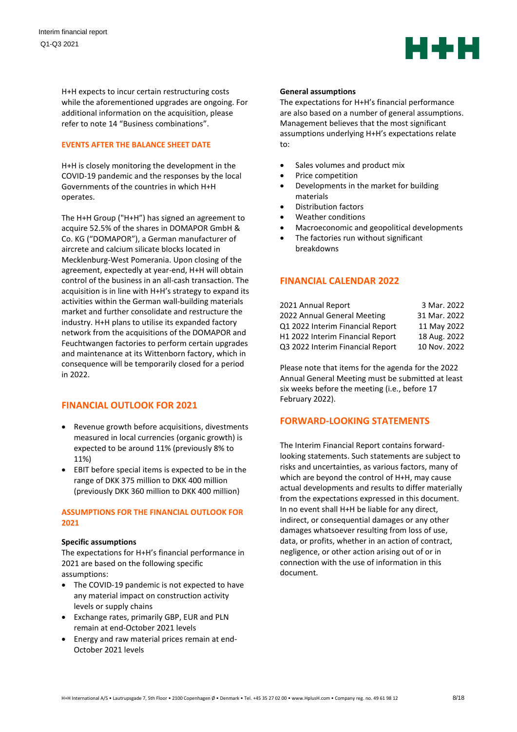H+H expects to incur certain restructuring costs while the aforementioned upgrades are ongoing. For additional information on the acquisition, please refer to note 14 "Business combinations".

### EVENTS AFTER THE BALANCE SHEET DATE

H+H is closely monitoring the development in the COVID-19 pandemic and the responses by the local Governments of the countries in which H+H operates.

The H+H Group ("H+H") has signed an agreement to acquire 52.5% of the shares in DOMAPOR GmbH & Co. KG ("DOMAPOR"), a German manufacturer of aircrete and calcium silicate blocks located in Mecklenburg-West Pomerania. Upon closing of the agreement, expectedly at year-end, H+H will obtain control of the business in an all-cash transaction. The acquisition is in line with H+H's strategy to expand its activities within the German wall-building materials market and further consolidate and restructure the industry. H+H plans to utilise its expanded factory network from the acquisitions of the DOMAPOR and Feuchtwangen factories to perform certain upgrades and maintenance at its Wittenborn factory, which in consequence will be temporarily closed for a period in 2022.

## FINANCIAL OUTLOOK FOR 2021

- Revenue growth before acquisitions, divestments measured in local currencies (organic growth) is expected to be around 11% (previously 8% to 11%)
- EBIT before special items is expected to be in the range of DKK 375 million to DKK 400 million (previously DKK 360 million to DKK 400 million)

### ASSUMPTIONS FOR THE FINANCIAL OUTLOOK FOR 2021

**Specific assumptions**

The expectations for H+H's financial performance in 2021 are based on the following specific assumptions:

- The COVID-19 pandemic is not expected to have any material impact on construction activity levels or supply chains
- Exchange rates, primarily GBP, EUR and PLN remain at end-October 2021 levels
- Energy and raw material prices remain at end-October 2021 levels

**General assumptions**

The expectations for H+H's financial performance are also based on a number of general assumptions. Management believes that the most significant assumptions underlying H+H's expectations relate to:

- Sales volumes and product mix
- Price competition
- Developments in the market for building materials
- Distribution factors
- Weather conditions
- Macroeconomic and geopolitical developments
- The factories run without significant breakdowns

## FINANCIAL CALENDAR 2022

| | |
|---|---|
| 2021 Annual Report | 3 Mar. 2022 |
| 2022 Annual General Meeting | 31 Mar. 2022 |
| Q1 2022 Interim Financial Report | 11 May 2022 |
| H1 2022 Interim Financial Report | 18 Aug. 2022 |
| Q3 2022 Interim Financial Report | 10 Nov. 2022 |

Please note that items for the agenda for the 2022 Annual General Meeting must be submitted at least six weeks before the meeting (i.e., before 17 February 2022).

## FORWARD-LOOKING STATEMENTS

The Interim Financial Report contains forward-looking statements. Such statements are subject to risks and uncertainties, as various factors, many of which are beyond the control of H+H, may cause actual developments and results to differ materially from the expectations expressed in this document. In no event shall H+H be liable for any direct, indirect, or consequential damages or any other damages whatsoever resulting from loss of use, data, or profits, whether in an action of contract, negligence, or other action arising out of or in connection with the use of information in this document.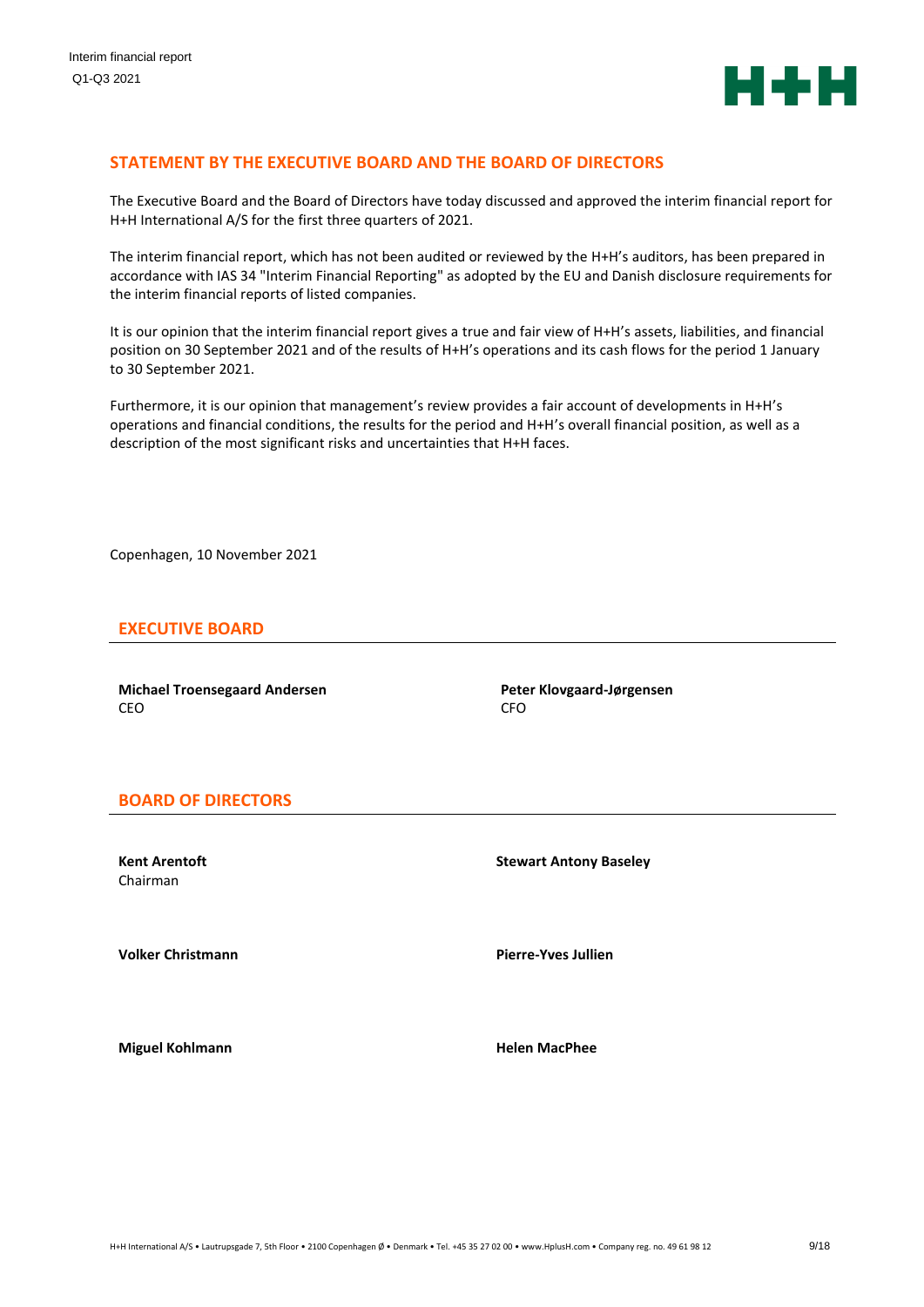## STATEMENT BY THE EXECUTIVE BOARD AND THE BOARD OF DIRECTORS

The Executive Board and the Board of Directors have today discussed and approved the interim financial report for H+H International A/S for the first three quarters of 2021.

The interim financial report, which has not been audited or reviewed by the H+H's auditors, has been prepared in accordance with IAS 34 "Interim Financial Reporting" as adopted by the EU and Danish disclosure requirements for the interim financial reports of listed companies.

It is our opinion that the interim financial report gives a true and fair view of H+H's assets, liabilities, and financial position on 30 September 2021 and of the results of H+H's operations and its cash flows for the period 1 January to 30 September 2021.

Furthermore, it is our opinion that management's review provides a fair account of developments in H+H's operations and financial conditions, the results for the period and H+H's overall financial position, as well as a description of the most significant risks and uncertainties that H+H faces.

Copenhagen, 10 November 2021

### EXECUTIVE BOARD

**Michael Troensegaard Andersen**
CEO

**Peter Klovgaard-Jørgensen**
CFO

### BOARD OF DIRECTORS

**Kent Arentoft**
Chairman

**Stewart Antony Baseley**

**Volker Christmann**

**Pierre-Yves Jullien**

**Miguel Kohlmann**

**Helen MacPhee**

H+H International A/S • Lautrupsgade 7, 5th Floor • 2100 Copenhagen Ø • Denmark • Tel. +45 35 27 02 00 • www.HplusH.com • Company reg. no. 49 61 98 12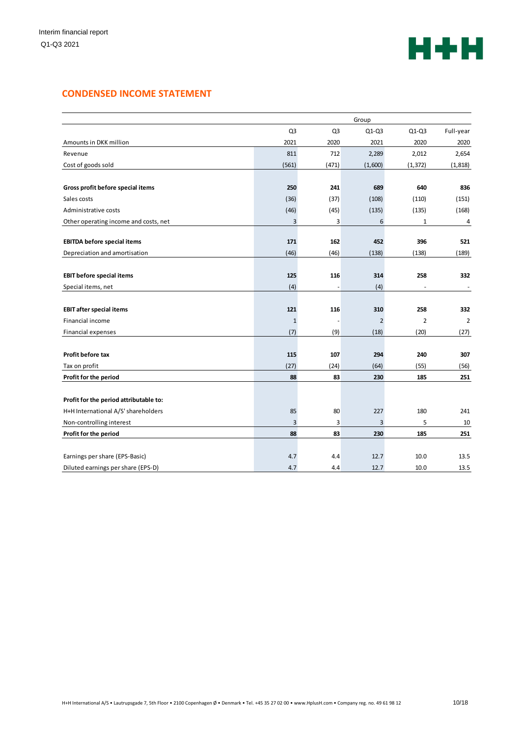## CONDENSED INCOME STATEMENT

| | Group | | | | |
|---|---|---|---|---|---|
| | Q3 | Q3 | Q1-Q3 | Q1-Q3 | Full-year |
| Amounts in DKK million | 2021 | 2020 | 2021 | 2020 | 2020 |
| Revenue | 811 | 712 | 2,289 | 2,012 | 2,654 |
| Cost of goods sold | (561) | (471) | (1,600) | (1,372) | (1,818) |
| **Gross profit before special items** | **250** | **241** | **689** | **640** | **836** |
| Sales costs | (36) | (37) | (108) | (110) | (151) |
| Administrative costs | (46) | (45) | (135) | (135) | (168) |
| Other operating income and costs, net | 3 | 3 | 6 | 1 | 4 |
| **EBITDA before special items** | **171** | **162** | **452** | **396** | **521** |
| Depreciation and amortisation | (46) | (46) | (138) | (138) | (189) |
| **EBIT before special items** | **125** | **116** | **314** | **258** | **332** |
| Special items, net | (4) | - | (4) | - | - |
| **EBIT after special items** | **121** | **116** | **310** | **258** | **332** |
| Financial income | 1 | - | 2 | 2 | 2 |
| Financial expenses | (7) | (9) | (18) | (20) | (27) |
| **Profit before tax** | **115** | **107** | **294** | **240** | **307** |
| Tax on profit | (27) | (24) | (64) | (55) | (56) |
| **Profit for the period** | **88** | **83** | **230** | **185** | **251** |
| **Profit for the period attributable to:** | | | | | |
| H+H International A/S' shareholders | 85 | 80 | 227 | 180 | 241 |
| Non-controlling interest | 3 | 3 | 3 | 5 | 10 |
| **Profit for the period** | **88** | **83** | **230** | **185** | **251** |
| Earnings per share (EPS-Basic) | 4.7 | 4.4 | 12.7 | 10.0 | 13.5 |
| Diluted earnings per share (EPS-D) | 4.7 | 4.4 | 12.7 | 10.0 | 13.5 |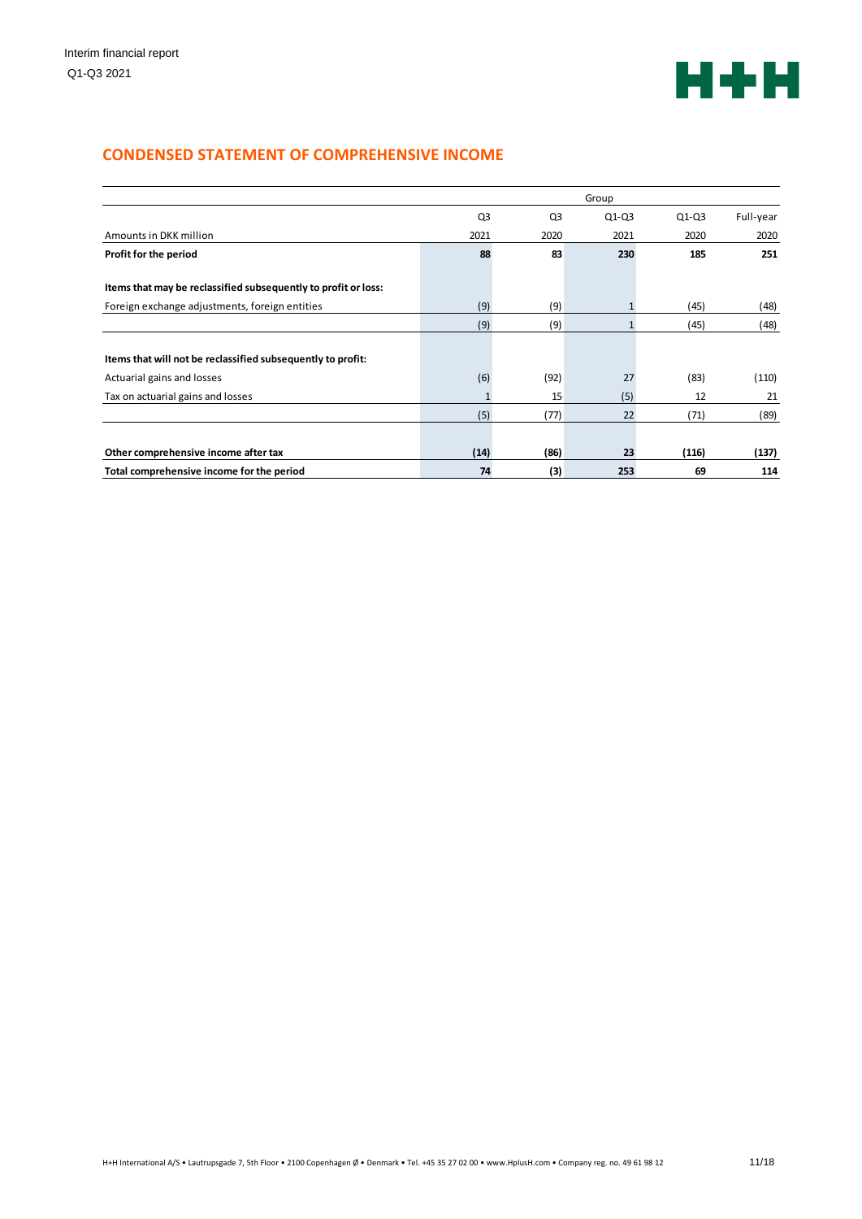## CONDENSED STATEMENT OF COMPREHENSIVE INCOME

| | Group | | | | |
|---|---|---|---|---|---|
| | Q3 | Q3 | Q1-Q3 | Q1-Q3 | Full-year |
| Amounts in DKK million | 2021 | 2020 | 2021 | 2020 | 2020 |
| **Profit for the period** | **88** | **83** | **230** | **185** | **251** |
| | | | | | |
| **Items that may be reclassified subsequently to profit or loss:** | | | | | |
| Foreign exchange adjustments, foreign entities | (9) | (9) | 1 | (45) | (48) |
| | (9) | (9) | 1 | (45) | (48) |
| | | | | | |
| **Items that will not be reclassified subsequently to profit:** | | | | | |
| Actuarial gains and losses | (6) | (92) | 27 | (83) | (110) |
| Tax on actuarial gains and losses | 1 | 15 | (5) | 12 | 21 |
| | (5) | (77) | 22 | (71) | (89) |
| | | | | | |
| **Other comprehensive income after tax** | **(14)** | **(86)** | **23** | **(116)** | **(137)** |
| **Total comprehensive income for the period** | **74** | **(3)** | **253** | **69** | **114** |

H+H International A/S • Lautrupsgade 7, 5th Floor • 2100 Copenhagen Ø • Denmark • Tel. +45 35 27 02 00 • www.HplusH.com • Company reg. no. 49 61 98 12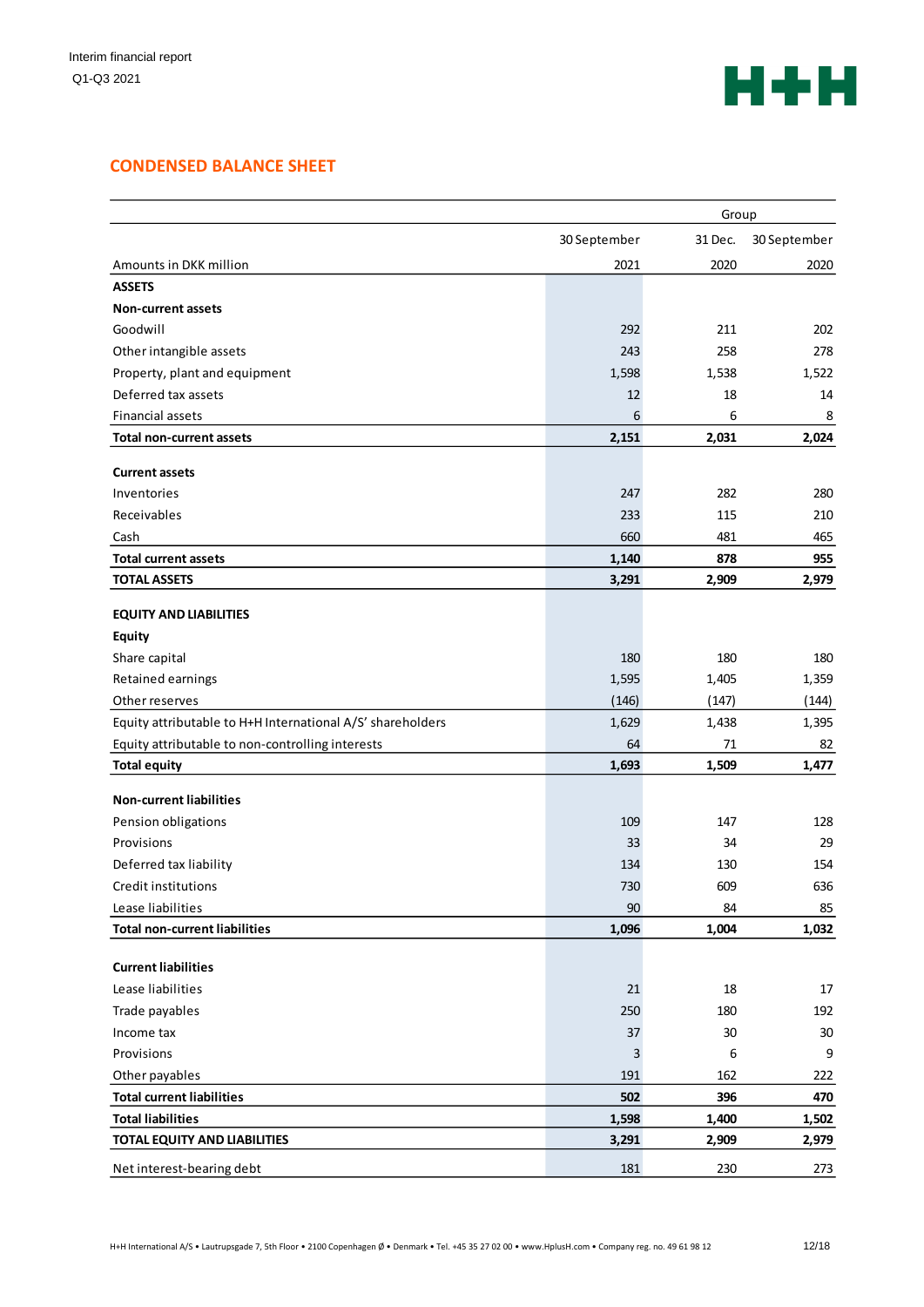## CONDENSED BALANCE SHEET

| | Group | | |
|---|---|---|---|
| | 30 September | 31 Dec. | 30 September |
| Amounts in DKK million | 2021 | 2020 | 2020 |
| **ASSETS** | | | |
| **Non-current assets** | | | |
| Goodwill | 292 | 211 | 202 |
| Other intangible assets | 243 | 258 | 278 |
| Property, plant and equipment | 1,598 | 1,538 | 1,522 |
| Deferred tax assets | 12 | 18 | 14 |
| Financial assets | 6 | 6 | 8 |
| **Total non-current assets** | **2,151** | **2,031** | **2,024** |
| | | | |
| **Current assets** | | | |
| Inventories | 247 | 282 | 280 |
| Receivables | 233 | 115 | 210 |
| Cash | 660 | 481 | 465 |
| **Total current assets** | **1,140** | **878** | **955** |
| **TOTAL ASSETS** | **3,291** | **2,909** | **2,979** |
| | | | |
| **EQUITY AND LIABILITIES** | | | |
| **Equity** | | | |
| Share capital | 180 | 180 | 180 |
| Retained earnings | 1,595 | 1,405 | 1,359 |
| Other reserves | (146) | (147) | (144) |
| Equity attributable to H+H International A/S' shareholders | 1,629 | 1,438 | 1,395 |
| Equity attributable to non-controlling interests | 64 | 71 | 82 |
| **Total equity** | **1,693** | **1,509** | **1,477** |
| | | | |
| **Non-current liabilities** | | | |
| Pension obligations | 109 | 147 | 128 |
| Provisions | 33 | 34 | 29 |
| Deferred tax liability | 134 | 130 | 154 |
| Credit institutions | 730 | 609 | 636 |
| Lease liabilities | 90 | 84 | 85 |
| **Total non-current liabilities** | **1,096** | **1,004** | **1,032** |
| | | | |
| **Current liabilities** | | | |
| Lease liabilities | 21 | 18 | 17 |
| Trade payables | 250 | 180 | 192 |
| Income tax | 37 | 30 | 30 |
| Provisions | 3 | 6 | 9 |
| Other payables | 191 | 162 | 222 |
| **Total current liabilities** | **502** | **396** | **470** |
| **Total liabilities** | **1,598** | **1,400** | **1,502** |
| **TOTAL EQUITY AND LIABILITIES** | **3,291** | **2,909** | **2,979** |
| | | | |
| Net interest-bearing debt | 181 | 230 | 273 |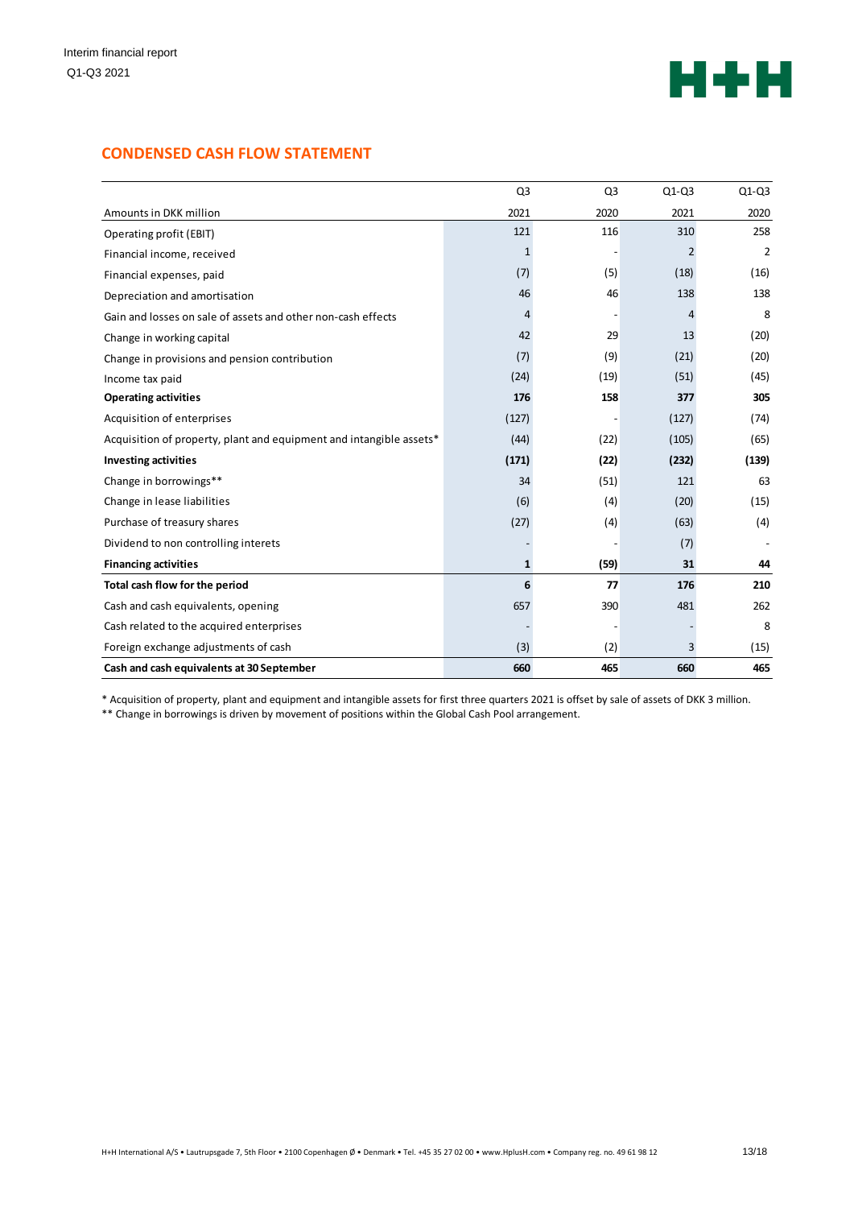## CONDENSED CASH FLOW STATEMENT

| Amounts in DKK million | Q3 2021 | Q3 2020 | Q1-Q3 2021 | Q1-Q3 2020 |
|---|---|---|---|---|
| Operating profit (EBIT) | 121 | 116 | 310 | 258 |
| Financial income, received | 1 | - | 2 | 2 |
| Financial expenses, paid | (7) | (5) | (18) | (16) |
| Depreciation and amortisation | 46 | 46 | 138 | 138 |
| Gain and losses on sale of assets and other non-cash effects | 4 | - | 4 | 8 |
| Change in working capital | 42 | 29 | 13 | (20) |
| Change in provisions and pension contribution | (7) | (9) | (21) | (20) |
| Income tax paid | (24) | (19) | (51) | (45) |
| **Operating activities** | **176** | **158** | **377** | **305** |
| Acquisition of enterprises | (127) | - | (127) | (74) |
| Acquisition of property, plant and equipment and intangible assets* | (44) | (22) | (105) | (65) |
| **Investing activities** | **(171)** | **(22)** | **(232)** | **(139)** |
| Change in borrowings** | 34 | (51) | 121 | 63 |
| Change in lease liabilities | (6) | (4) | (20) | (15) |
| Purchase of treasury shares | (27) | (4) | (63) | (4) |
| Dividend to non controlling interets | - | - | (7) | - |
| **Financing activities** | **1** | **(59)** | **31** | **44** |
| **Total cash flow for the period** | **6** | **77** | **176** | **210** |
| Cash and cash equivalents, opening | 657 | 390 | 481 | 262 |
| Cash related to the acquired enterprises | - | - | - | 8 |
| Foreign exchange adjustments of cash | (3) | (2) | 3 | (15) |
| **Cash and cash equivalents at 30 September** | **660** | **465** | **660** | **465** |

* Acquisition of property, plant and equipment and intangible assets for first three quarters 2021 is offset by sale of assets of DKK 3 million.

** Change in borrowings is driven by movement of positions within the Global Cash Pool arrangement.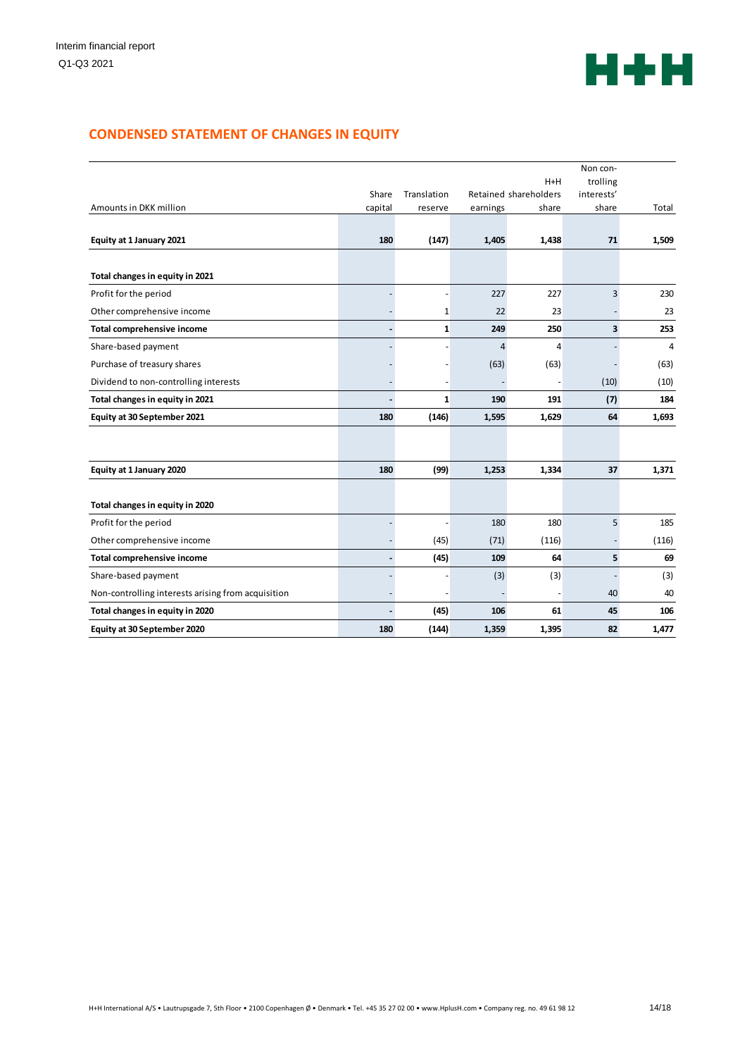## CONDENSED STATEMENT OF CHANGES IN EQUITY

| Amounts in DKK million | Share capital | Translation reserve | Retained earnings | H+H shareholders share | Non con-trolling interests' share | Total |
|---|---|---|---|---|---|---|
| **Equity at 1 January 2021** | **180** | **(147)** | **1,405** | **1,438** | **71** | **1,509** |
| | | | | | | |
| **Total changes in equity in 2021** | | | | | | |
| Profit for the period | - | - | 227 | 227 | 3 | 230 |
| Other comprehensive income | - | 1 | 22 | 23 | - | 23 |
| **Total comprehensive income** | **-** | **1** | **249** | **250** | **3** | **253** |
| Share-based payment | - | - | 4 | 4 | - | 4 |
| Purchase of treasury shares | - | - | (63) | (63) | - | (63) |
| Dividend to non-controlling interests | - | - | - | - | (10) | (10) |
| **Total changes in equity in 2021** | **-** | **1** | **190** | **191** | **(7)** | **184** |
| **Equity at 30 September 2021** | **180** | **(146)** | **1,595** | **1,629** | **64** | **1,693** |
| | | | | | | |
| **Equity at 1 January 2020** | **180** | **(99)** | **1,253** | **1,334** | **37** | **1,371** |
| | | | | | | |
| **Total changes in equity in 2020** | | | | | | |
| Profit for the period | - | - | 180 | 180 | 5 | 185 |
| Other comprehensive income | - | (45) | (71) | (116) | - | (116) |
| **Total comprehensive income** | **-** | **(45)** | **109** | **64** | **5** | **69** |
| Share-based payment | - | - | (3) | (3) | - | (3) |
| Non-controlling interests arising from acquisition | - | - | - | - | 40 | 40 |
| **Total changes in equity in 2020** | **-** | **(45)** | **106** | **61** | **45** | **106** |
| **Equity at 30 September 2020** | **180** | **(144)** | **1,359** | **1,395** | **82** | **1,477** |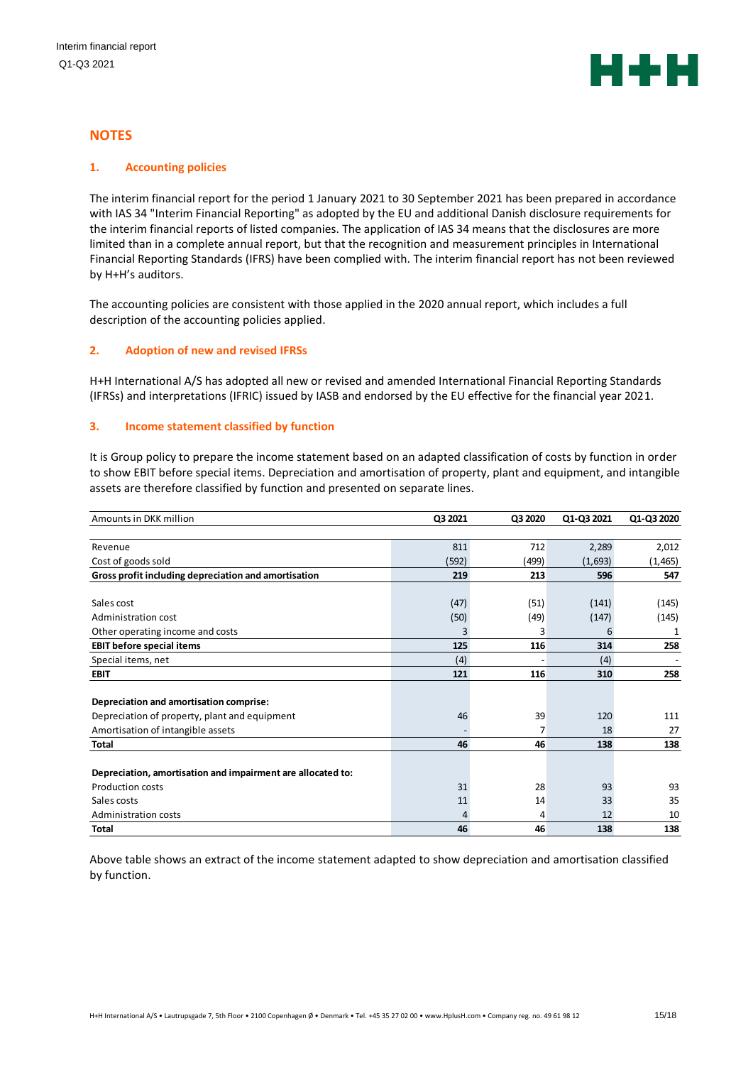# NOTES

## 1. Accounting policies

The interim financial report for the period 1 January 2021 to 30 September 2021 has been prepared in accordance with IAS 34 "Interim Financial Reporting" as adopted by the EU and additional Danish disclosure requirements for the interim financial reports of listed companies. The application of IAS 34 means that the disclosures are more limited than in a complete annual report, but that the recognition and measurement principles in International Financial Reporting Standards (IFRS) have been complied with. The interim financial report has not been reviewed by H+H's auditors.

The accounting policies are consistent with those applied in the 2020 annual report, which includes a full description of the accounting policies applied.

## 2. Adoption of new and revised IFRSs

H+H International A/S has adopted all new or revised and amended International Financial Reporting Standards (IFRSs) and interpretations (IFRIC) issued by IASB and endorsed by the EU effective for the financial year 2021.

## 3. Income statement classified by function

It is Group policy to prepare the income statement based on an adapted classification of costs by function in order to show EBIT before special items. Depreciation and amortisation of property, plant and equipment, and intangible assets are therefore classified by function and presented on separate lines.

| Amounts in DKK million | Q3 2021 | Q3 2020 | Q1-Q3 2021 | Q1-Q3 2020 |
|---|---|---|---|---|
| Revenue | 811 | 712 | 2,289 | 2,012 |
| Cost of goods sold | (592) | (499) | (1,693) | (1,465) |
| **Gross profit including depreciation and amortisation** | **219** | **213** | **596** | **547** |
| | | | | |
| Sales cost | (47) | (51) | (141) | (145) |
| Administration cost | (50) | (49) | (147) | (145) |
| Other operating income and costs | 3 | 3 | 6 | 1 |
| **EBIT before special items** | **125** | **116** | **314** | **258** |
| Special items, net | (4) | - | (4) | - |
| **EBIT** | **121** | **116** | **310** | **258** |
| | | | | |
| **Depreciation and amortisation comprise:** | | | | |
| Depreciation of property, plant and equipment | 46 | 39 | 120 | 111 |
| Amortisation of intangible assets | - | 7 | 18 | 27 |
| **Total** | **46** | **46** | **138** | **138** |
| | | | | |
| **Depreciation, amortisation and impairment are allocated to:** | | | | |
| Production costs | 31 | 28 | 93 | 93 |
| Sales costs | 11 | 14 | 33 | 35 |
| Administration costs | 4 | 4 | 12 | 10 |
| **Total** | **46** | **46** | **138** | **138** |

Above table shows an extract of the income statement adapted to show depreciation and amortisation classified by function.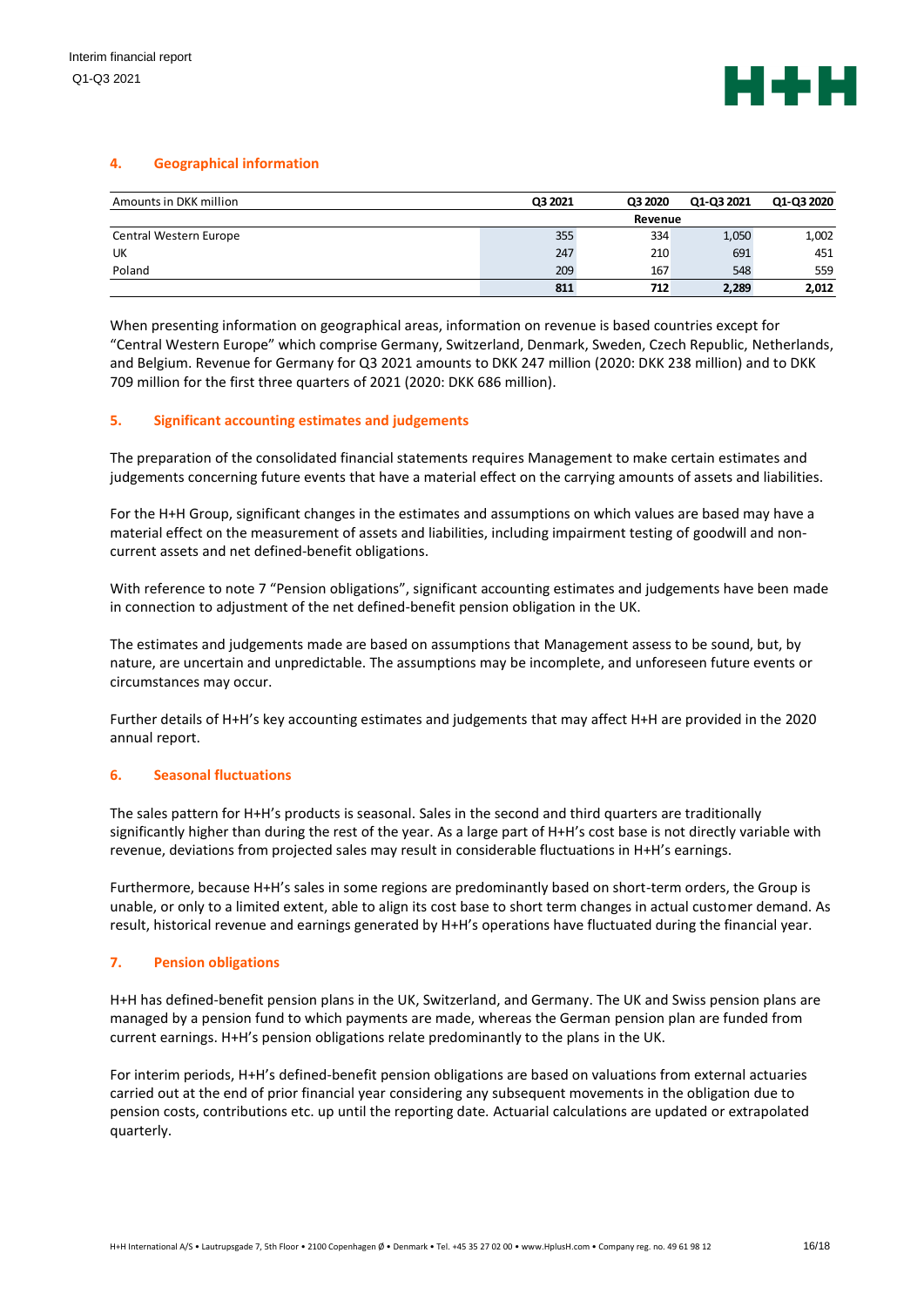## 4. Geographical information

| Amounts in DKK million | Q3 2021 | Q3 2020 | Q1-Q3 2021 | Q1-Q3 2020 |
|---|---|---|---|---|
| | | Revenue | | |
| Central Western Europe | 355 | 334 | 1,050 | 1,002 |
| UK | 247 | 210 | 691 | 451 |
| Poland | 209 | 167 | 548 | 559 |
| | **811** | **712** | **2,289** | **2,012** |

When presenting information on geographical areas, information on revenue is based countries except for "Central Western Europe" which comprise Germany, Switzerland, Denmark, Sweden, Czech Republic, Netherlands, and Belgium. Revenue for Germany for Q3 2021 amounts to DKK 247 million (2020: DKK 238 million) and to DKK 709 million for the first three quarters of 2021 (2020: DKK 686 million).

## 5. Significant accounting estimates and judgements

The preparation of the consolidated financial statements requires Management to make certain estimates and judgements concerning future events that have a material effect on the carrying amounts of assets and liabilities.

For the H+H Group, significant changes in the estimates and assumptions on which values are based may have a material effect on the measurement of assets and liabilities, including impairment testing of goodwill and non-current assets and net defined-benefit obligations.

With reference to note 7 "Pension obligations", significant accounting estimates and judgements have been made in connection to adjustment of the net defined-benefit pension obligation in the UK.

The estimates and judgements made are based on assumptions that Management assess to be sound, but, by nature, are uncertain and unpredictable. The assumptions may be incomplete, and unforeseen future events or circumstances may occur.

Further details of H+H's key accounting estimates and judgements that may affect H+H are provided in the 2020 annual report.

## 6. Seasonal fluctuations

The sales pattern for H+H's products is seasonal. Sales in the second and third quarters are traditionally significantly higher than during the rest of the year. As a large part of H+H's cost base is not directly variable with revenue, deviations from projected sales may result in considerable fluctuations in H+H's earnings.

Furthermore, because H+H's sales in some regions are predominantly based on short-term orders, the Group is unable, or only to a limited extent, able to align its cost base to short term changes in actual customer demand. As result, historical revenue and earnings generated by H+H's operations have fluctuated during the financial year.

## 7. Pension obligations

H+H has defined-benefit pension plans in the UK, Switzerland, and Germany. The UK and Swiss pension plans are managed by a pension fund to which payments are made, whereas the German pension plan are funded from current earnings. H+H's pension obligations relate predominantly to the plans in the UK.

For interim periods, H+H's defined-benefit pension obligations are based on valuations from external actuaries carried out at the end of prior financial year considering any subsequent movements in the obligation due to pension costs, contributions etc. up until the reporting date. Actuarial calculations are updated or extrapolated quarterly.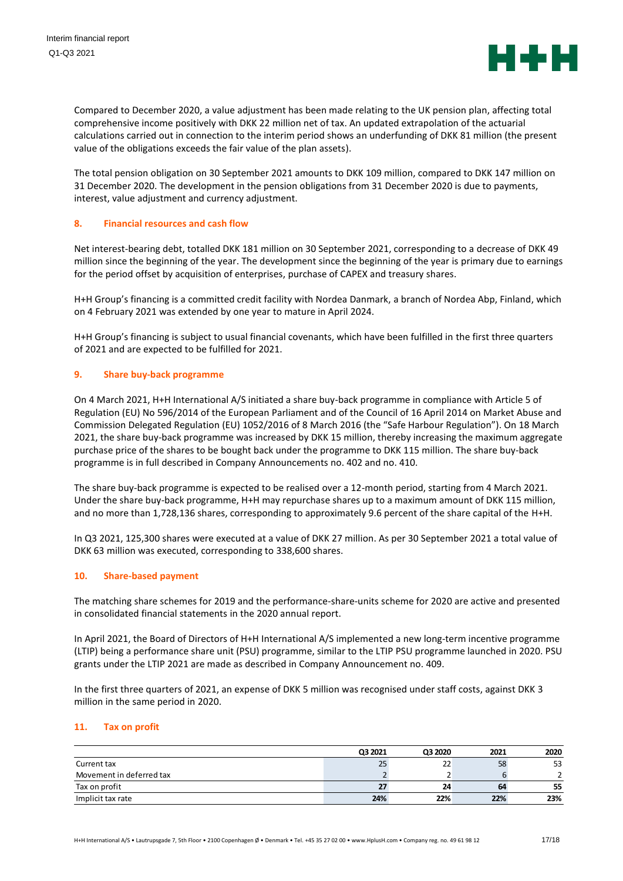Compared to December 2020, a value adjustment has been made relating to the UK pension plan, affecting total comprehensive income positively with DKK 22 million net of tax. An updated extrapolation of the actuarial calculations carried out in connection to the interim period shows an underfunding of DKK 81 million (the present value of the obligations exceeds the fair value of the plan assets).

The total pension obligation on 30 September 2021 amounts to DKK 109 million, compared to DKK 147 million on 31 December 2020. The development in the pension obligations from 31 December 2020 is due to payments, interest, value adjustment and currency adjustment.

## 8. Financial resources and cash flow

Net interest-bearing debt, totalled DKK 181 million on 30 September 2021, corresponding to a decrease of DKK 49 million since the beginning of the year. The development since the beginning of the year is primary due to earnings for the period offset by acquisition of enterprises, purchase of CAPEX and treasury shares.

H+H Group's financing is a committed credit facility with Nordea Danmark, a branch of Nordea Abp, Finland, which on 4 February 2021 was extended by one year to mature in April 2024.

H+H Group's financing is subject to usual financial covenants, which have been fulfilled in the first three quarters of 2021 and are expected to be fulfilled for 2021.

## 9. Share buy-back programme

On 4 March 2021, H+H International A/S initiated a share buy-back programme in compliance with Article 5 of Regulation (EU) No 596/2014 of the European Parliament and of the Council of 16 April 2014 on Market Abuse and Commission Delegated Regulation (EU) 1052/2016 of 8 March 2016 (the "Safe Harbour Regulation"). On 18 March 2021, the share buy-back programme was increased by DKK 15 million, thereby increasing the maximum aggregate purchase price of the shares to be bought back under the programme to DKK 115 million. The share buy-back programme is in full described in Company Announcements no. 402 and no. 410.

The share buy-back programme is expected to be realised over a 12-month period, starting from 4 March 2021. Under the share buy-back programme, H+H may repurchase shares up to a maximum amount of DKK 115 million, and no more than 1,728,136 shares, corresponding to approximately 9.6 percent of the share capital of the H+H.

In Q3 2021, 125,300 shares were executed at a value of DKK 27 million. As per 30 September 2021 a total value of DKK 63 million was executed, corresponding to 338,600 shares.

## 10. Share-based payment

The matching share schemes for 2019 and the performance-share-units scheme for 2020 are active and presented in consolidated financial statements in the 2020 annual report.

In April 2021, the Board of Directors of H+H International A/S implemented a new long-term incentive programme (LTIP) being a performance share unit (PSU) programme, similar to the LTIP PSU programme launched in 2020. PSU grants under the LTIP 2021 are made as described in Company Announcement no. 409.

In the first three quarters of 2021, an expense of DKK 5 million was recognised under staff costs, against DKK 3 million in the same period in 2020.

## 11. Tax on profit

| | Q3 2021 | Q3 2020 | 2021 | 2020 |
|---|---|---|---|---|
| Current tax | 25 | 22 | 58 | 53 |
| Movement in deferred tax | 2 | 2 | 6 | 2 |
| **Tax on profit** | **27** | **24** | **64** | **55** |
| Implicit tax rate | **24%** | **22%** | **22%** | **23%** |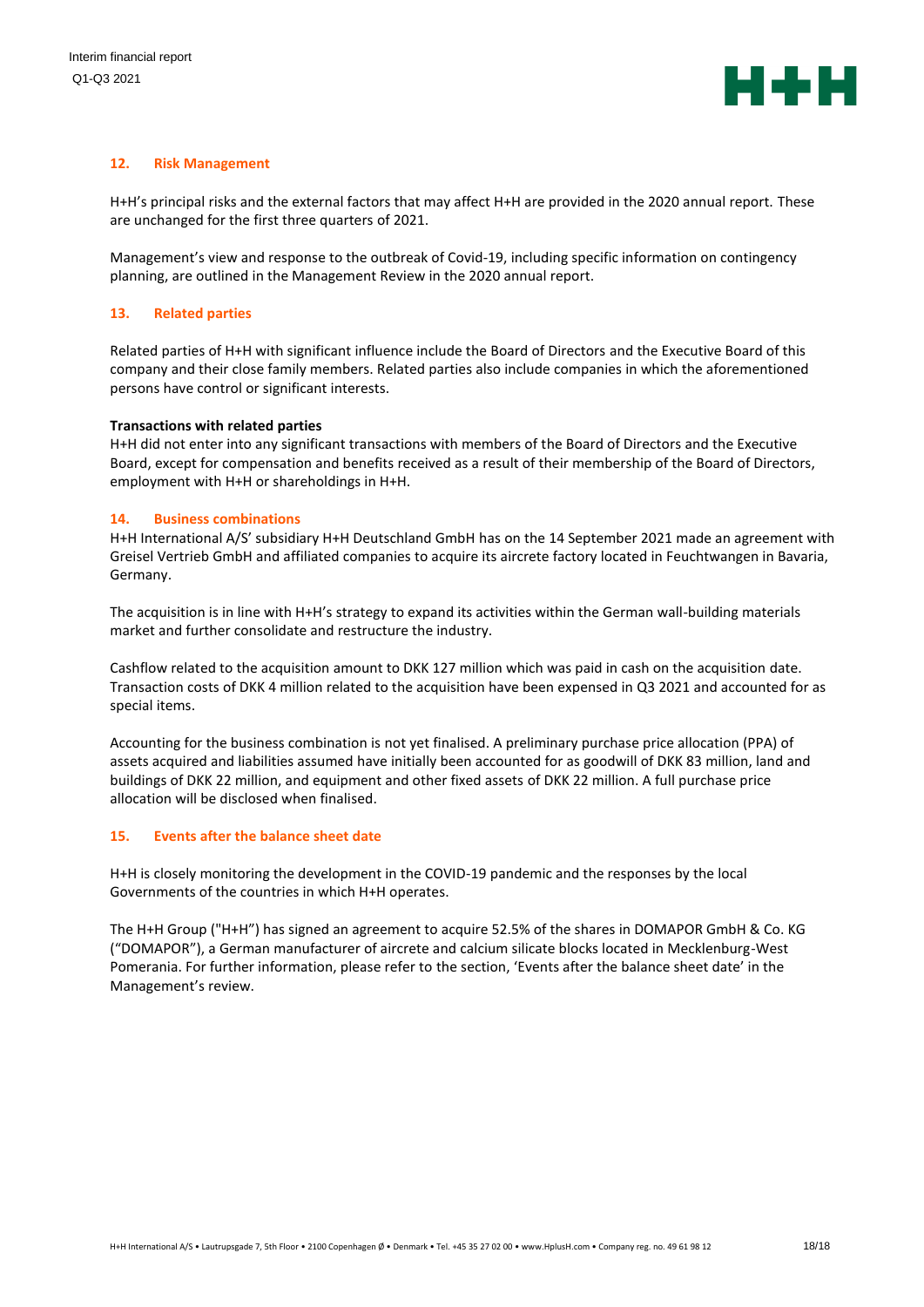## 12. Risk Management

H+H's principal risks and the external factors that may affect H+H are provided in the 2020 annual report. These are unchanged for the first three quarters of 2021.

Management's view and response to the outbreak of Covid-19, including specific information on contingency planning, are outlined in the Management Review in the 2020 annual report.

## 13. Related parties

Related parties of H+H with significant influence include the Board of Directors and the Executive Board of this company and their close family members. Related parties also include companies in which the aforementioned persons have control or significant interests.

**Transactions with related parties**

H+H did not enter into any significant transactions with members of the Board of Directors and the Executive Board, except for compensation and benefits received as a result of their membership of the Board of Directors, employment with H+H or shareholdings in H+H.

## 14. Business combinations

H+H International A/S' subsidiary H+H Deutschland GmbH has on the 14 September 2021 made an agreement with Greisel Vertrieb GmbH and affiliated companies to acquire its aircrete factory located in Feuchtwangen in Bavaria, Germany.

The acquisition is in line with H+H's strategy to expand its activities within the German wall-building materials market and further consolidate and restructure the industry.

Cashflow related to the acquisition amount to DKK 127 million which was paid in cash on the acquisition date. Transaction costs of DKK 4 million related to the acquisition have been expensed in Q3 2021 and accounted for as special items.

Accounting for the business combination is not yet finalised. A preliminary purchase price allocation (PPA) of assets acquired and liabilities assumed have initially been accounted for as goodwill of DKK 83 million, land and buildings of DKK 22 million, and equipment and other fixed assets of DKK 22 million. A full purchase price allocation will be disclosed when finalised.

## 15. Events after the balance sheet date

H+H is closely monitoring the development in the COVID-19 pandemic and the responses by the local Governments of the countries in which H+H operates.

The H+H Group ("H+H") has signed an agreement to acquire 52.5% of the shares in DOMAPOR GmbH & Co. KG ("DOMAPOR"), a German manufacturer of aircrete and calcium silicate blocks located in Mecklenburg-West Pomerania. For further information, please refer to the section, 'Events after the balance sheet date' in the Management's review.